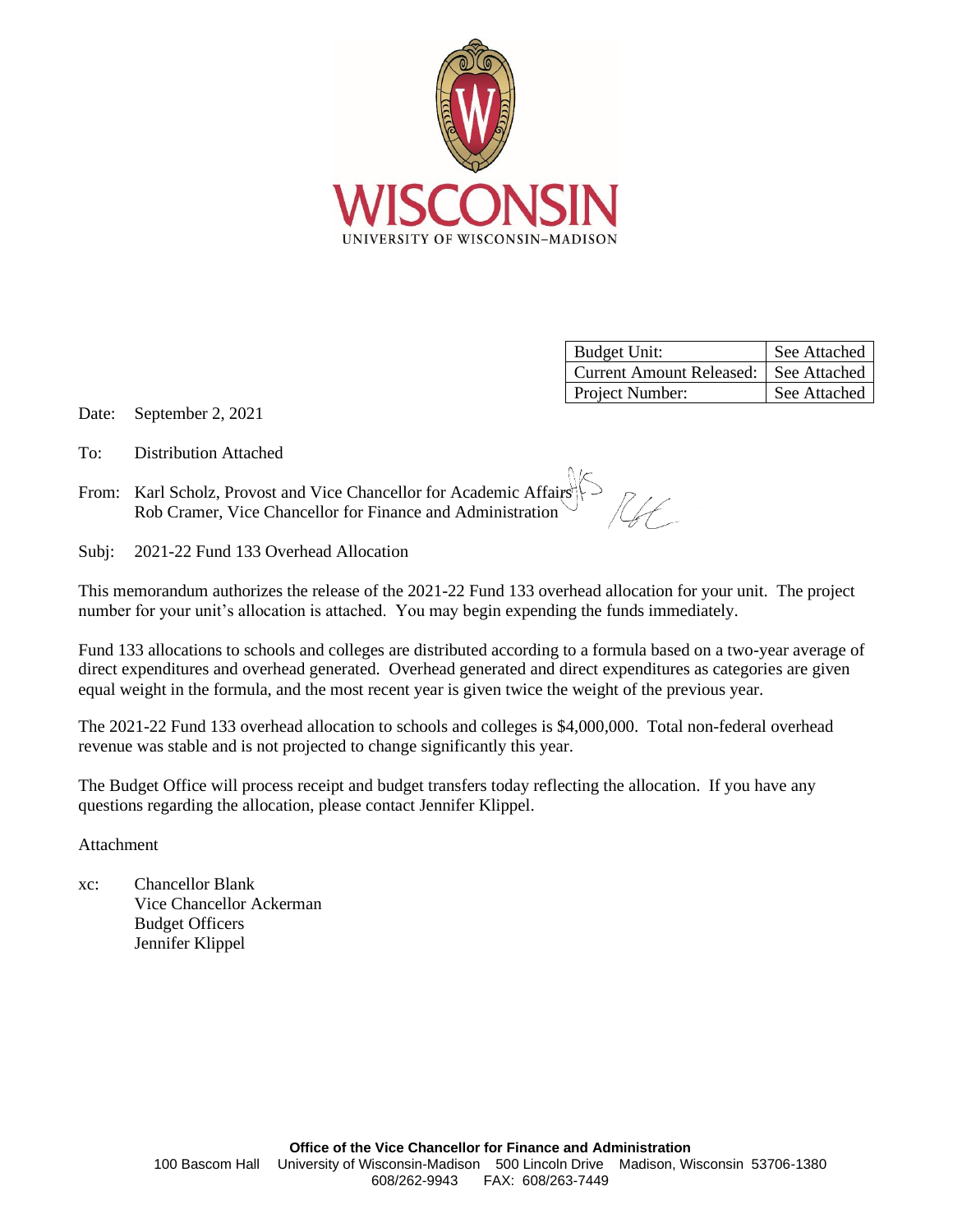WISCONSIN

UNIVERSITY OF WISCONSIN–MADISON

| Budget Unit: | See Attached |
|---|---|
| Current Amount Released: | See Attached |
| Project Number: | See Attached |

Date: September 2, 2021

To: Distribution Attached

From: Karl Scholz, Provost and Vice Chancellor for Academic Affairs
Rob Cramer, Vice Chancellor for Finance and Administration

Subj: 2021-22 Fund 133 Overhead Allocation

This memorandum authorizes the release of the 2021-22 Fund 133 overhead allocation for your unit. The project number for your unit's allocation is attached. You may begin expending the funds immediately.

Fund 133 allocations to schools and colleges are distributed according to a formula based on a two-year average of direct expenditures and overhead generated. Overhead generated and direct expenditures as categories are given equal weight in the formula, and the most recent year is given twice the weight of the previous year.

The 2021-22 Fund 133 overhead allocation to schools and colleges is $4,000,000. Total non-federal overhead revenue was stable and is not projected to change significantly this year.

The Budget Office will process receipt and budget transfers today reflecting the allocation. If you have any questions regarding the allocation, please contact Jennifer Klippel.

Attachment

xc: Chancellor Blank
Vice Chancellor Ackerman
Budget Officers
Jennifer Klippel

**Office of the Vice Chancellor for Finance and Administration**
100 Bascom Hall University of Wisconsin-Madison 500 Lincoln Drive Madison, Wisconsin 53706-1380
608/262-9943 FAX: 608/263-7449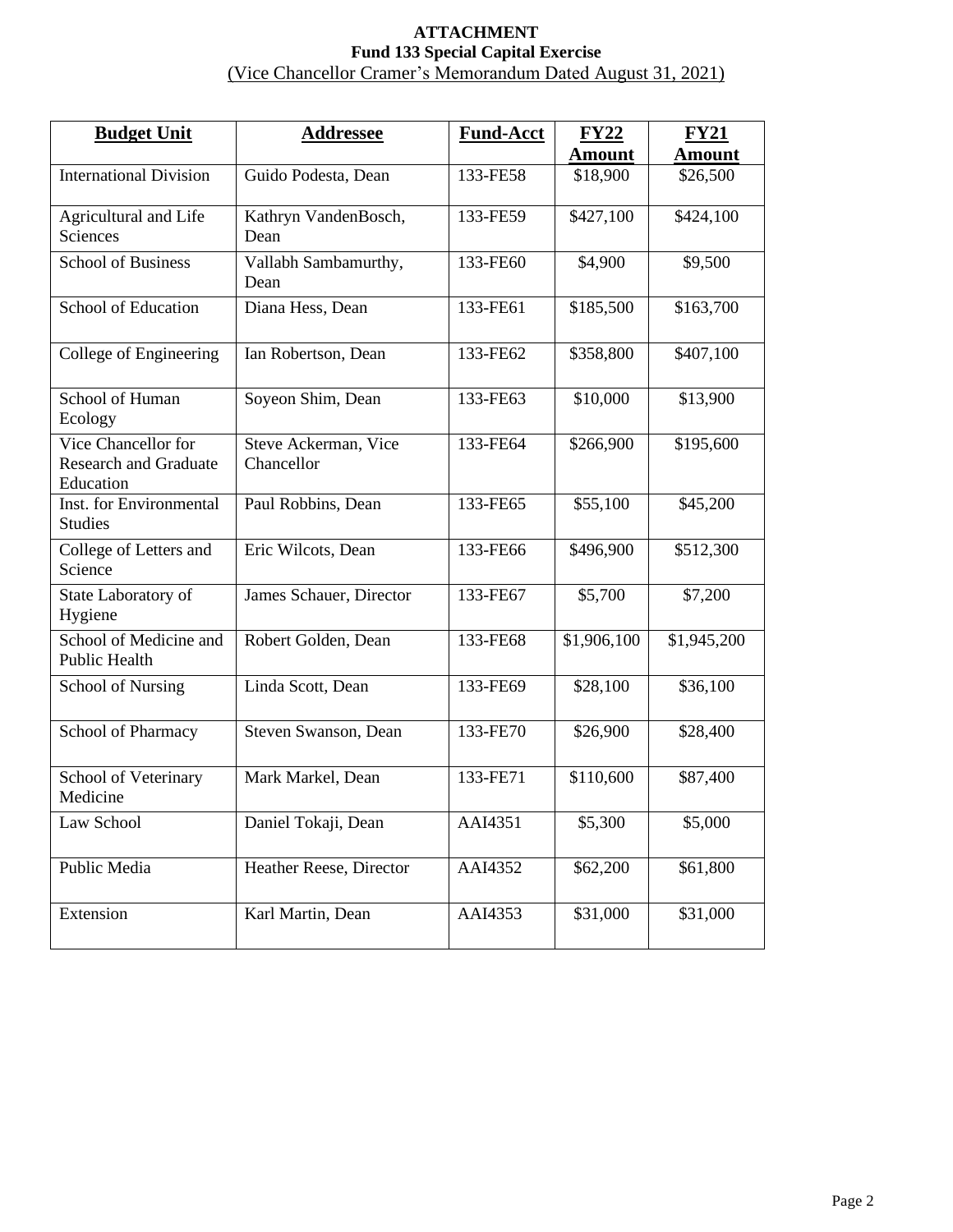**ATTACHMENT**
**Fund 133 Special Capital Exercise**
(Vice Chancellor Cramer's Memorandum Dated August 31, 2021)

| Budget Unit | Addressee | Fund-Acct | FY22 Amount | FY21 Amount |
|---|---|---|---|---|
| International Division | Guido Podesta, Dean | 133-FE58 | $18,900 | $26,500 |
| Agricultural and Life Sciences | Kathryn VandenBosch, Dean | 133-FE59 | $427,100 | $424,100 |
| School of Business | Vallabh Sambamurthy, Dean | 133-FE60 | $4,900 | $9,500 |
| School of Education | Diana Hess, Dean | 133-FE61 | $185,500 | $163,700 |
| College of Engineering | Ian Robertson, Dean | 133-FE62 | $358,800 | $407,100 |
| School of Human Ecology | Soyeon Shim, Dean | 133-FE63 | $10,000 | $13,900 |
| Vice Chancellor for Research and Graduate Education | Steve Ackerman, Vice Chancellor | 133-FE64 | $266,900 | $195,600 |
| Inst. for Environmental Studies | Paul Robbins, Dean | 133-FE65 | $55,100 | $45,200 |
| College of Letters and Science | Eric Wilcots, Dean | 133-FE66 | $496,900 | $512,300 |
| State Laboratory of Hygiene | James Schauer, Director | 133-FE67 | $5,700 | $7,200 |
| School of Medicine and Public Health | Robert Golden, Dean | 133-FE68 | $1,906,100 | $1,945,200 |
| School of Nursing | Linda Scott, Dean | 133-FE69 | $28,100 | $36,100 |
| School of Pharmacy | Steven Swanson, Dean | 133-FE70 | $26,900 | $28,400 |
| School of Veterinary Medicine | Mark Markel, Dean | 133-FE71 | $110,600 | $87,400 |
| Law School | Daniel Tokaji, Dean | AAI4351 | $5,300 | $5,000 |
| Public Media | Heather Reese, Director | AAI4352 | $62,200 | $61,800 |
| Extension | Karl Martin, Dean | AAI4353 | $31,000 | $31,000 |